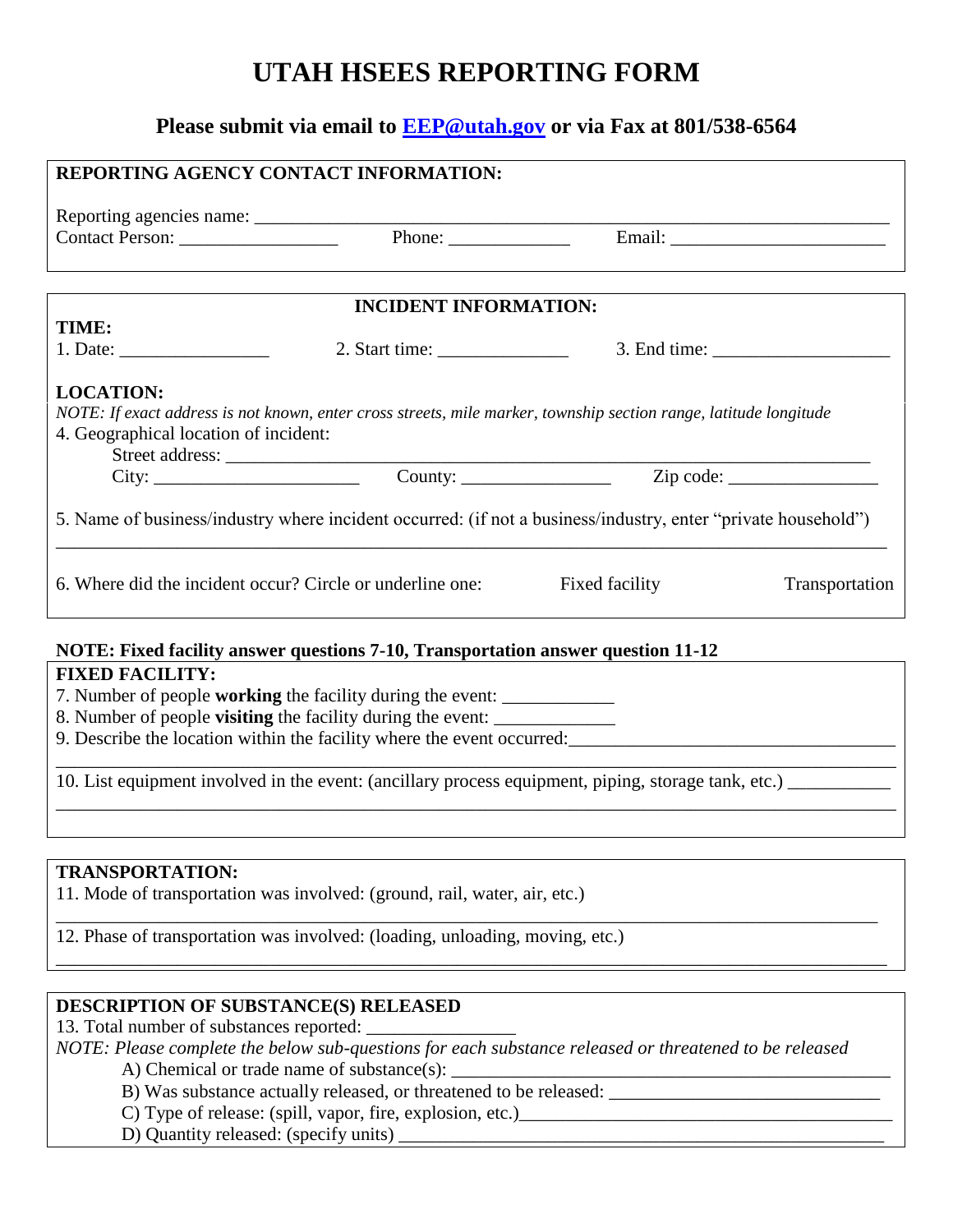# UTAH HSEES REPORTING FORM

## Please submit via email to EEP@utah.gov or via Fax at 801/538-6564

**REPORTING AGENCY CONTACT INFORMATION:**

Reporting agencies name: ______________________________________________

Contact Person: ________________ Phone: _____________ Email: ______________________

**INCIDENT INFORMATION:**

**TIME:**

1. Date: ________________ 2. Start time: ______________ 3. End time: __________________

**LOCATION:**

*NOTE: If exact address is not known, enter cross streets, mile marker, township section range, latitude longitude*

4. Geographical location of incident:

   Street address: ______________________________________________

   City: ______________________ County: ________________ Zip code: ________________

5. Name of business/industry where incident occurred: (if not a business/industry, enter "private household")

______________________________________________________________________

6. Where did the incident occur? Circle or underline one: Fixed facility Transportation

**NOTE: Fixed facility answer questions 7-10, Transportation answer question 11-12**

**FIXED FACILITY:**

7. Number of people **working** the facility during the event: ____________
8. Number of people **visiting** the facility during the event: _____________
9. Describe the location within the facility where the event occurred:_________________________________

______________________________________________________________________

10. List equipment involved in the event: (ancillary process equipment, piping, storage tank, etc.) ___________

______________________________________________________________________

**TRANSPORTATION:**

11. Mode of transportation was involved: (ground, rail, water, air, etc.)

______________________________________________________________________

12. Phase of transportation was involved: (loading, unloading, moving, etc.)

______________________________________________________________________

**DESCRIPTION OF SUBSTANCE(S) RELEASED**

13. Total number of substances reported: ________________

*NOTE: Please complete the below sub-questions for each substance released or threatened to be released*

   A) Chemical or trade name of substance(s): ______________________________________________

   B) Was substance actually released, or threatened to be released: _____________________________

   C) Type of release: (spill, vapor, fire, explosion, etc.)________________________________________

   D) Quantity released: (specify units) ______________________________________________________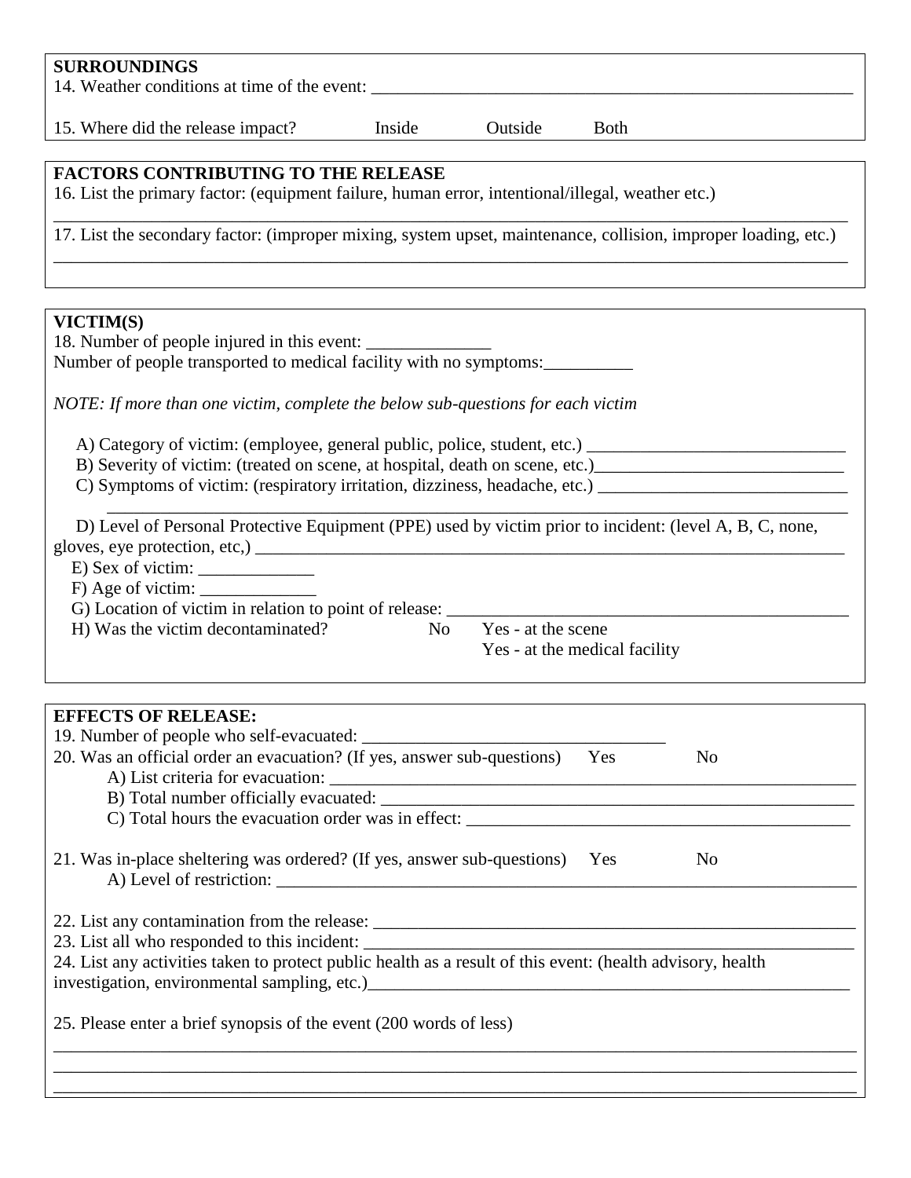**SURROUNDINGS**

14. Weather conditions at time of the event: ______________________________________________

15. Where did the release impact? Inside Outside Both

**FACTORS CONTRIBUTING TO THE RELEASE**

16. List the primary factor: (equipment failure, human error, intentional/illegal, weather etc.)

_____________________________________________________________________________

17. List the secondary factor: (improper mixing, system upset, maintenance, collision, improper loading, etc.)

_____________________________________________________________________________

**VICTIM(S)**

18. Number of people injured in this event: ______________

Number of people transported to medical facility with no symptoms:__________

*NOTE: If more than one victim, complete the below sub-questions for each victim*

A) Category of victim: (employee, general public, police, student, etc.) ______________________________

B) Severity of victim: (treated on scene, at hospital, death on scene, etc.)_____________________________

C) Symptoms of victim: (respiratory irritation, dizziness, headache, etc.) _____________________________

_____________________________________________________________________________

D) Level of Personal Protective Equipment (PPE) used by victim prior to incident: (level A, B, C, none, gloves, eye protection, etc,) ______________________________________________________________

E) Sex of victim: _____________

F) Age of victim: _____________

G) Location of victim in relation to point of release: _______________________________________________

H) Was the victim decontaminated? No Yes - at the scene

Yes - at the medical facility

**EFFECTS OF RELEASE:**

19. Number of people who self-evacuated: __________________________________

20. Was an official order an evacuation? (If yes, answer sub-questions) Yes No

A) List criteria for evacuation: _______________________________________________________

B) Total number officially evacuated: __________________________________________________

C) Total hours the evacuation order was in effect: _______________________________________

21. Was in-place sheltering was ordered? (If yes, answer sub-questions) Yes No

A) Level of restriction: ______________________________________________________________

22. List any contamination from the release: ______________________________________________

23. List all who responded to this incident: _______________________________________________

24. List any activities taken to protect public health as a result of this event: (health advisory, health investigation, environmental sampling, etc.)__________________________________________________

25. Please enter a brief synopsis of the event (200 words of less)

_____________________________________________________________________________

_____________________________________________________________________________

_____________________________________________________________________________